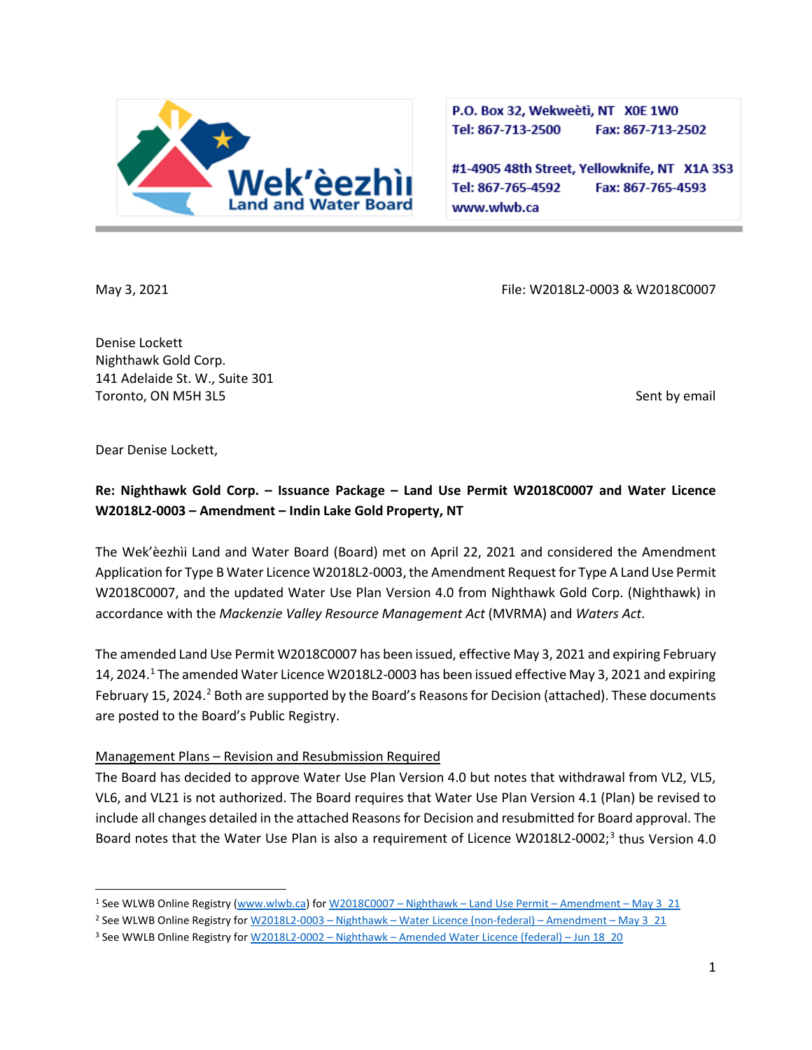**Wek'èezhìı Land and Water Board**

P.O. Box 32, Wekweètì, NT X0E 1W0
Tel: 867-713-2500 Fax: 867-713-2502

#1-4905 48th Street, Yellowknife, NT X1A 3S3
Tel: 867-765-4592 Fax: 867-765-4593
www.wlwb.ca

May 3, 2021

File: W2018L2-0003 & W2018C0007

Denise Lockett
Nighthawk Gold Corp.
141 Adelaide St. W., Suite 301
Toronto, ON M5H 3L5

Sent by email

Dear Denise Lockett,

**Re: Nighthawk Gold Corp. – Issuance Package – Land Use Permit W2018C0007 and Water Licence W2018L2-0003 – Amendment – Indin Lake Gold Property, NT**

The Wek'èezhìı Land and Water Board (Board) met on April 22, 2021 and considered the Amendment Application for Type B Water Licence W2018L2-0003, the Amendment Request for Type A Land Use Permit W2018C0007, and the updated Water Use Plan Version 4.0 from Nighthawk Gold Corp. (Nighthawk) in accordance with the *Mackenzie Valley Resource Management Act* (MVRMA) and *Waters Act*.

The amended Land Use Permit W2018C0007 has been issued, effective May 3, 2021 and expiring February 14, 2024.[1] The amended Water Licence W2018L2-0003 has been issued effective May 3, 2021 and expiring February 15, 2024.[2] Both are supported by the Board's Reasons for Decision (attached). These documents are posted to the Board's Public Registry.

Management Plans – Revision and Resubmission Required

The Board has decided to approve Water Use Plan Version 4.0 but notes that withdrawal from VL2, VL5, VL6, and VL21 is not authorized. The Board requires that Water Use Plan Version 4.1 (Plan) be revised to include all changes detailed in the attached Reasons for Decision and resubmitted for Board approval. The Board notes that the Water Use Plan is also a requirement of Licence W2018L2-0002;[3] thus Version 4.0

---

[1] See WLWB Online Registry (www.wlwb.ca) for W2018C0007 – Nighthawk – Land Use Permit – Amendment – May 3_21

[2] See WLWB Online Registry for W2018L2-0003 – Nighthawk – Water Licence (non-federal) – Amendment – May 3_21

[3] See WWLB Online Registry for W2018L2-0002 – Nighthawk – Amended Water Licence (federal) – Jun 18_20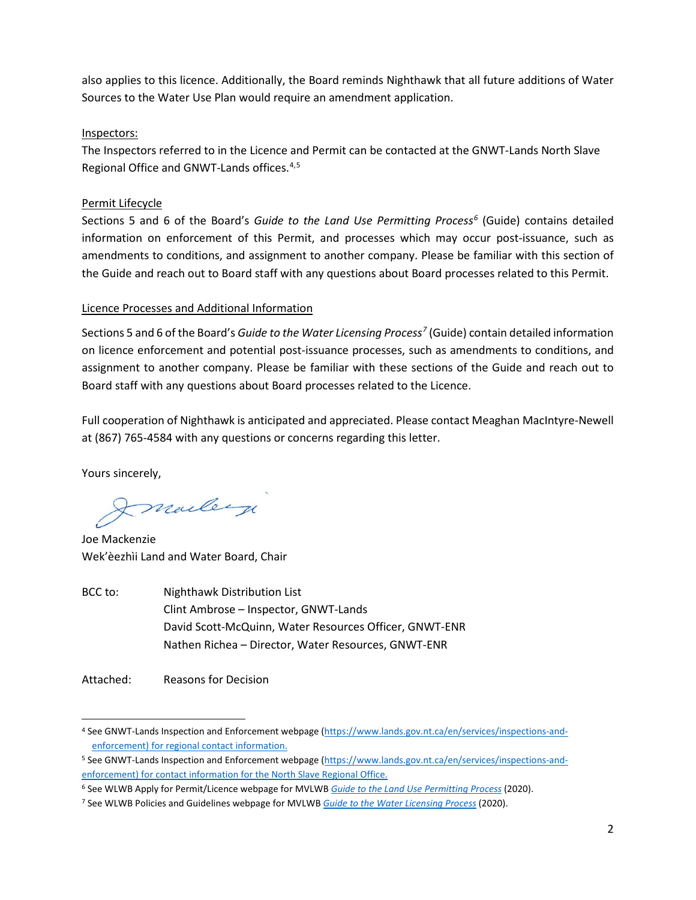also applies to this licence. Additionally, the Board reminds Nighthawk that all future additions of Water Sources to the Water Use Plan would require an amendment application.

Inspectors:
The Inspectors referred to in the Licence and Permit can be contacted at the GNWT-Lands North Slave Regional Office and GNWT-Lands offices.[4,5]

Permit Lifecycle
Sections 5 and 6 of the Board's *Guide to the Land Use Permitting Process*[6] (Guide) contains detailed information on enforcement of this Permit, and processes which may occur post-issuance, such as amendments to conditions, and assignment to another company. Please be familiar with this section of the Guide and reach out to Board staff with any questions about Board processes related to this Permit.

Licence Processes and Additional Information

Sections 5 and 6 of the Board's *Guide to the Water Licensing Process*[7] (Guide) contain detailed information on licence enforcement and potential post-issuance processes, such as amendments to conditions, and assignment to another company. Please be familiar with these sections of the Guide and reach out to Board staff with any questions about Board processes related to the Licence.

Full cooperation of Nighthawk is anticipated and appreciated. Please contact Meaghan MacIntyre-Newell at (867) 765-4584 with any questions or concerns regarding this letter.

Yours sincerely,

Joe Mackenzie
Wek'èezhìi Land and Water Board, Chair

| | |
|---|---|
| BCC to: | Nighthawk Distribution List |
| | Clint Ambrose – Inspector, GNWT-Lands |
| | David Scott-McQuinn, Water Resources Officer, GNWT-ENR |
| | Nathen Richea – Director, Water Resources, GNWT-ENR |

Attached: Reasons for Decision

---

[4] See GNWT-Lands Inspection and Enforcement webpage (https://www.lands.gov.nt.ca/en/services/inspections-and-enforcement) for regional contact information.

[5] See GNWT-Lands Inspection and Enforcement webpage (https://www.lands.gov.nt.ca/en/services/inspections-and-enforcement) for contact information for the North Slave Regional Office.

[6] See WLWB Apply for Permit/Licence webpage for MVLWB *Guide to the Land Use Permitting Process* (2020).

[7] See WLWB Policies and Guidelines webpage for MVLWB *Guide to the Water Licensing Process* (2020).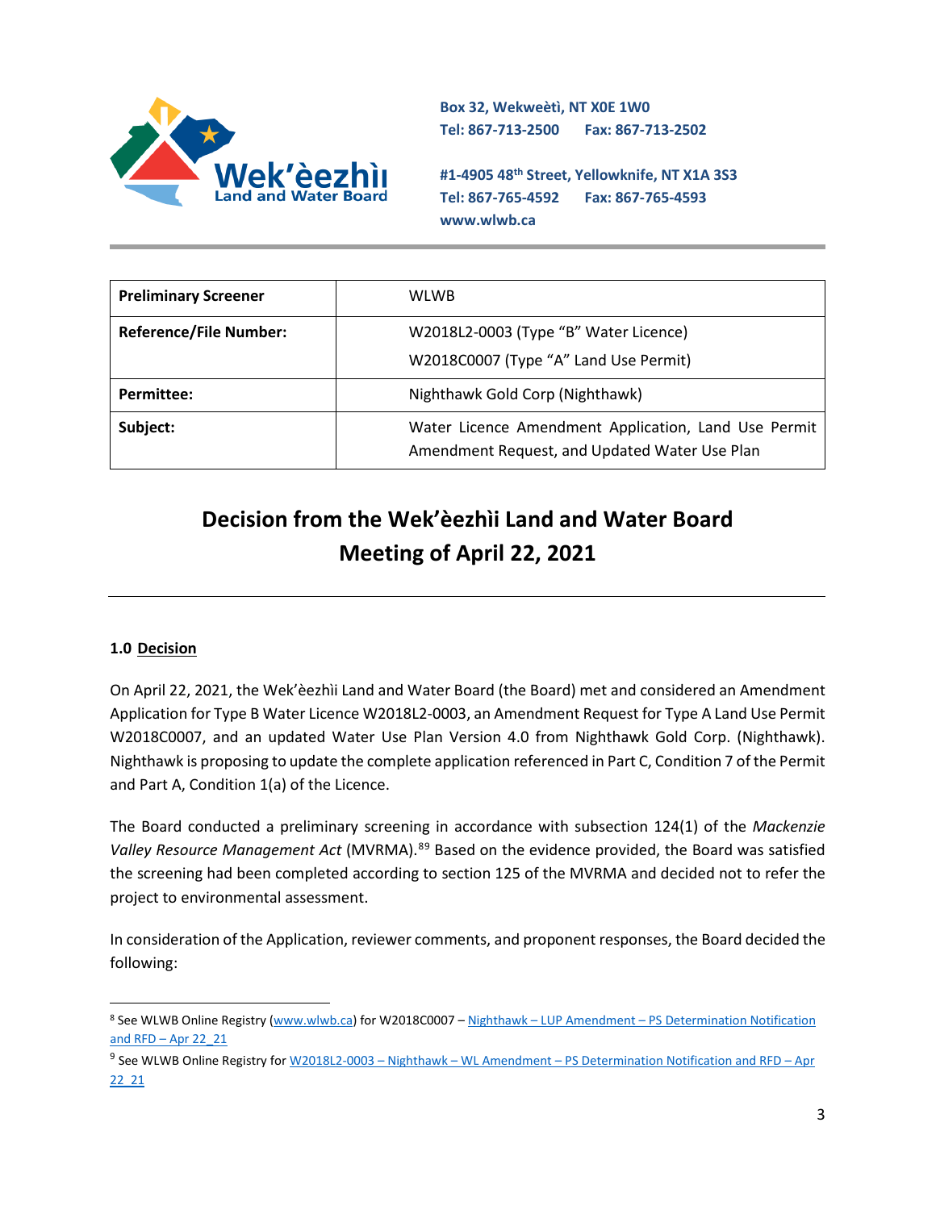Box 32, Wekweètì, NT X0E 1W0
Tel: 867-713-2500 Fax: 867-713-2502

#1-4905 48th Street, Yellowknife, NT X1A 3S3
Tel: 867-765-4592 Fax: 867-765-4593
www.wlwb.ca

| **Preliminary Screener** | WLWB |
|---|---|
| **Reference/File Number:** | W2018L2-0003 (Type "B" Water Licence)<br>W2018C0007 (Type "A" Land Use Permit) |
| **Permittee:** | Nighthawk Gold Corp (Nighthawk) |
| **Subject:** | Water Licence Amendment Application, Land Use Permit Amendment Request, and Updated Water Use Plan |

# Decision from the Wek'èezhìi Land and Water Board Meeting of April 22, 2021

## 1.0 Decision

On April 22, 2021, the Wek'èezhìi Land and Water Board (the Board) met and considered an Amendment Application for Type B Water Licence W2018L2-0003, an Amendment Request for Type A Land Use Permit W2018C0007, and an updated Water Use Plan Version 4.0 from Nighthawk Gold Corp. (Nighthawk). Nighthawk is proposing to update the complete application referenced in Part C, Condition 7 of the Permit and Part A, Condition 1(a) of the Licence.

The Board conducted a preliminary screening in accordance with subsection 124(1) of the *Mackenzie Valley Resource Management Act* (MVRMA).[8][9] Based on the evidence provided, the Board was satisfied the screening had been completed according to section 125 of the MVRMA and decided not to refer the project to environmental assessment.

In consideration of the Application, reviewer comments, and proponent responses, the Board decided the following:

[8] See WLWB Online Registry (www.wlwb.ca) for W2018C0007 – Nighthawk – LUP Amendment – PS Determination Notification and RFD – Apr 22_21

[9] See WLWB Online Registry for W2018L2-0003 – Nighthawk – WL Amendment – PS Determination Notification and RFD – Apr 22_21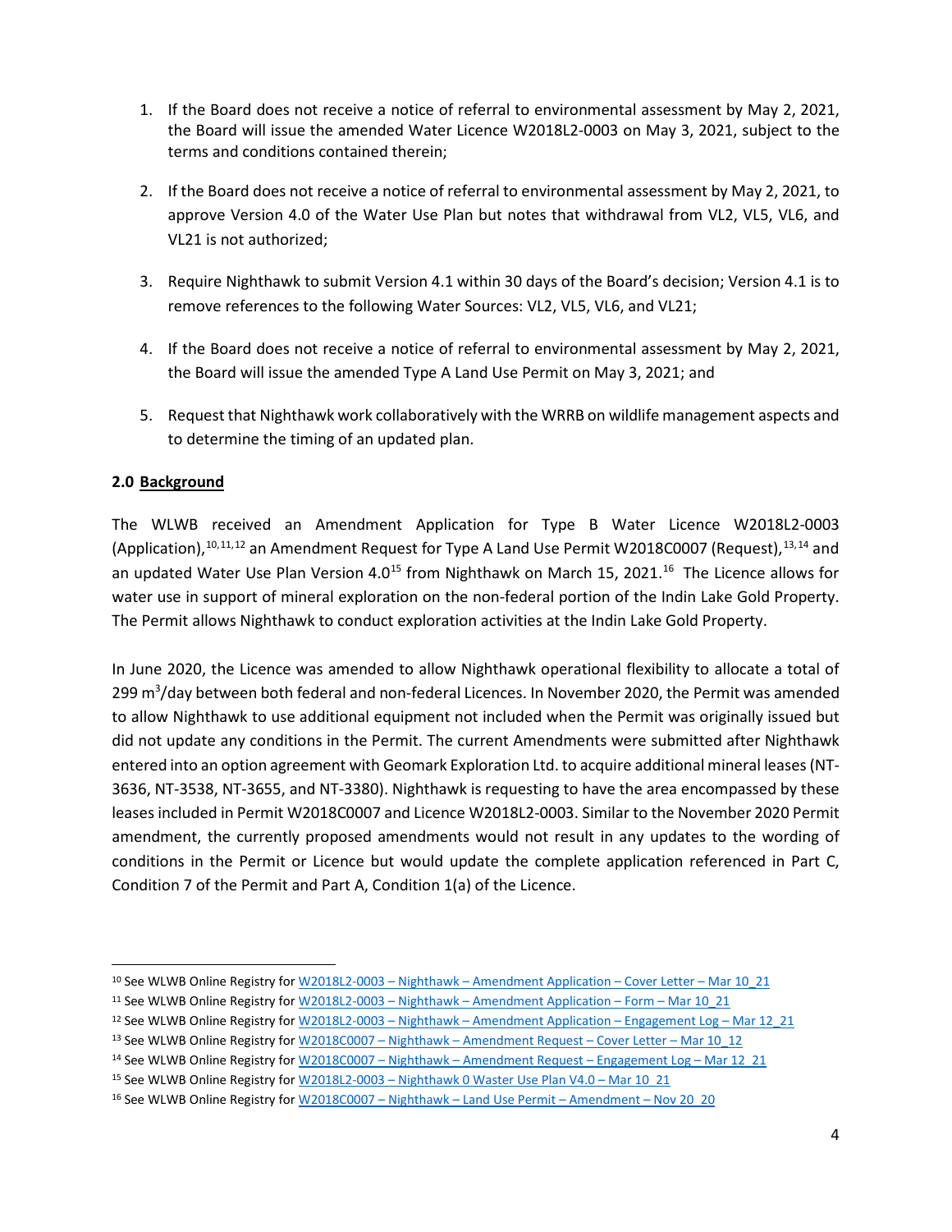1. If the Board does not receive a notice of referral to environmental assessment by May 2, 2021, the Board will issue the amended Water Licence W2018L2-0003 on May 3, 2021, subject to the terms and conditions contained therein;

2. If the Board does not receive a notice of referral to environmental assessment by May 2, 2021, to approve Version 4.0 of the Water Use Plan but notes that withdrawal from VL2, VL5, VL6, and VL21 is not authorized;

3. Require Nighthawk to submit Version 4.1 within 30 days of the Board's decision; Version 4.1 is to remove references to the following Water Sources: VL2, VL5, VL6, and VL21;

4. If the Board does not receive a notice of referral to environmental assessment by May 2, 2021, the Board will issue the amended Type A Land Use Permit on May 3, 2021; and

5. Request that Nighthawk work collaboratively with the WRRB on wildlife management aspects and to determine the timing of an updated plan.

## 2.0 Background

The WLWB received an Amendment Application for Type B Water Licence W2018L2-0003 (Application),[10,11,12] an Amendment Request for Type A Land Use Permit W2018C0007 (Request),[13,14] and an updated Water Use Plan Version 4.0[15] from Nighthawk on March 15, 2021.[16] The Licence allows for water use in support of mineral exploration on the non-federal portion of the Indin Lake Gold Property. The Permit allows Nighthawk to conduct exploration activities at the Indin Lake Gold Property.

In June 2020, the Licence was amended to allow Nighthawk operational flexibility to allocate a total of 299 $m^3$/day between both federal and non-federal Licences. In November 2020, the Permit was amended to allow Nighthawk to use additional equipment not included when the Permit was originally issued but did not update any conditions in the Permit. The current Amendments were submitted after Nighthawk entered into an option agreement with Geomark Exploration Ltd. to acquire additional mineral leases (NT-3636, NT-3538, NT-3655, and NT-3380). Nighthawk is requesting to have the area encompassed by these leases included in Permit W2018C0007 and Licence W2018L2-0003. Similar to the November 2020 Permit amendment, the currently proposed amendments would not result in any updates to the wording of conditions in the Permit or Licence but would update the complete application referenced in Part C, Condition 7 of the Permit and Part A, Condition 1(a) of the Licence.

---

[10] See WLWB Online Registry for W2018L2-0003 – Nighthawk – Amendment Application – Cover Letter – Mar 10_21

[11] See WLWB Online Registry for W2018L2-0003 – Nighthawk – Amendment Application – Form – Mar 10_21

[12] See WLWB Online Registry for W2018L2-0003 – Nighthawk – Amendment Application – Engagement Log – Mar 12_21

[13] See WLWB Online Registry for W2018C0007 – Nighthawk – Amendment Request – Cover Letter – Mar 10_12

[14] See WLWB Online Registry for W2018C0007 – Nighthawk – Amendment Request – Engagement Log – Mar 12_21

[15] See WLWB Online Registry for W2018L2-0003 – Nighthawk 0 Waster Use Plan V4.0 – Mar 10_21

[16] See WLWB Online Registry for W2018C0007 – Nighthawk – Land Use Permit – Amendment – Nov 20_20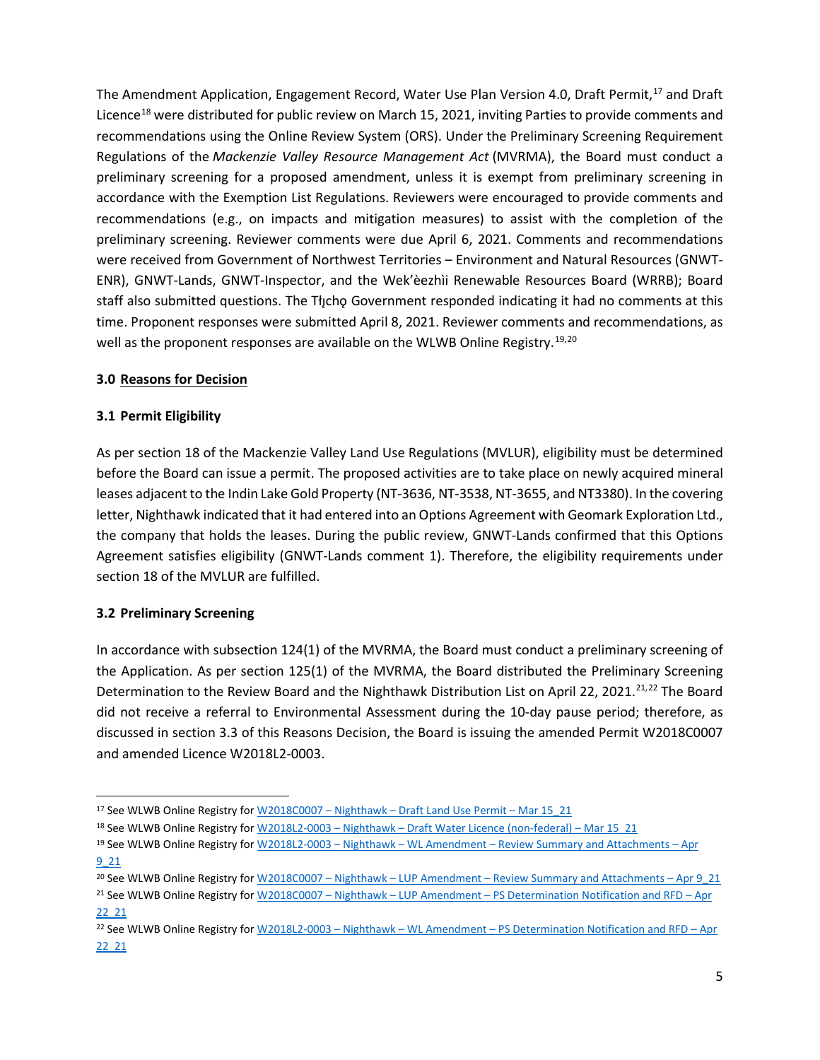The Amendment Application, Engagement Record, Water Use Plan Version 4.0, Draft Permit,[17] and Draft Licence[18] were distributed for public review on March 15, 2021, inviting Parties to provide comments and recommendations using the Online Review System (ORS). Under the Preliminary Screening Requirement Regulations of the *Mackenzie Valley Resource Management Act* (MVRMA), the Board must conduct a preliminary screening for a proposed amendment, unless it is exempt from preliminary screening in accordance with the Exemption List Regulations. Reviewers were encouraged to provide comments and recommendations (e.g., on impacts and mitigation measures) to assist with the completion of the preliminary screening. Reviewer comments were due April 6, 2021. Comments and recommendations were received from Government of Northwest Territories – Environment and Natural Resources (GNWT-ENR), GNWT-Lands, GNWT-Inspector, and the Wek'èezhìi Renewable Resources Board (WRRB); Board staff also submitted questions. The Tłı̨chǫ Government responded indicating it had no comments at this time. Proponent responses were submitted April 8, 2021. Reviewer comments and recommendations, as well as the proponent responses are available on the WLWB Online Registry.[19,20]

## 3.0 Reasons for Decision

### 3.1 Permit Eligibility

As per section 18 of the Mackenzie Valley Land Use Regulations (MVLUR), eligibility must be determined before the Board can issue a permit. The proposed activities are to take place on newly acquired mineral leases adjacent to the Indin Lake Gold Property (NT-3636, NT-3538, NT-3655, and NT3380). In the covering letter, Nighthawk indicated that it had entered into an Options Agreement with Geomark Exploration Ltd., the company that holds the leases. During the public review, GNWT-Lands confirmed that this Options Agreement satisfies eligibility (GNWT-Lands comment 1). Therefore, the eligibility requirements under section 18 of the MVLUR are fulfilled.

### 3.2 Preliminary Screening

In accordance with subsection 124(1) of the MVRMA, the Board must conduct a preliminary screening of the Application. As per section 125(1) of the MVRMA, the Board distributed the Preliminary Screening Determination to the Review Board and the Nighthawk Distribution List on April 22, 2021.[21,22] The Board did not receive a referral to Environmental Assessment during the 10-day pause period; therefore, as discussed in section 3.3 of this Reasons Decision, the Board is issuing the amended Permit W2018C0007 and amended Licence W2018L2-0003.

---

[17] See WLWB Online Registry for W2018C0007 – Nighthawk – Draft Land Use Permit – Mar 15_21

[18] See WLWB Online Registry for W2018L2-0003 – Nighthawk – Draft Water Licence (non-federal) – Mar 15_21

[19] See WLWB Online Registry for W2018L2-0003 – Nighthawk – WL Amendment – Review Summary and Attachments – Apr 9_21

[20] See WLWB Online Registry for W2018C0007 – Nighthawk – LUP Amendment – Review Summary and Attachments – Apr 9_21

[21] See WLWB Online Registry for W2018C0007 – Nighthawk – LUP Amendment – PS Determination Notification and RFD – Apr 22_21

[22] See WLWB Online Registry for W2018L2-0003 – Nighthawk – WL Amendment – PS Determination Notification and RFD – Apr 22_21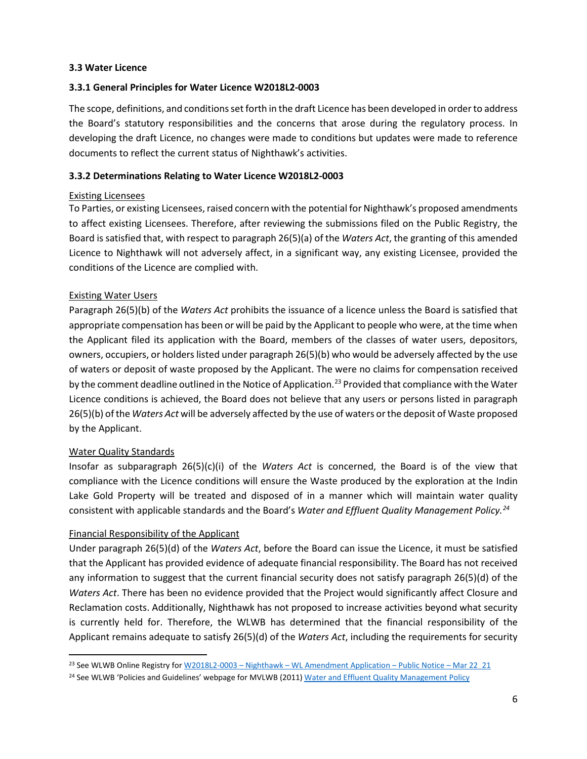**3.3 Water Licence**

**3.3.1 General Principles for Water Licence W2018L2-0003**

The scope, definitions, and conditions set forth in the draft Licence has been developed in order to address the Board's statutory responsibilities and the concerns that arose during the regulatory process. In developing the draft Licence, no changes were made to conditions but updates were made to reference documents to reflect the current status of Nighthawk's activities.

**3.3.2 Determinations Relating to Water Licence W2018L2-0003**

Existing Licensees

To Parties, or existing Licensees, raised concern with the potential for Nighthawk's proposed amendments to affect existing Licensees. Therefore, after reviewing the submissions filed on the Public Registry, the Board is satisfied that, with respect to paragraph 26(5)(a) of the *Waters Act*, the granting of this amended Licence to Nighthawk will not adversely affect, in a significant way, any existing Licensee, provided the conditions of the Licence are complied with.

Existing Water Users

Paragraph 26(5)(b) of the *Waters Act* prohibits the issuance of a licence unless the Board is satisfied that appropriate compensation has been or will be paid by the Applicant to people who were, at the time when the Applicant filed its application with the Board, members of the classes of water users, depositors, owners, occupiers, or holders listed under paragraph 26(5)(b) who would be adversely affected by the use of waters or deposit of waste proposed by the Applicant. The were no claims for compensation received by the comment deadline outlined in the Notice of Application.[23] Provided that compliance with the Water Licence conditions is achieved, the Board does not believe that any users or persons listed in paragraph 26(5)(b) of the *Waters Act* will be adversely affected by the use of waters or the deposit of Waste proposed by the Applicant.

Water Quality Standards

Insofar as subparagraph 26(5)(c)(i) of the *Waters Act* is concerned, the Board is of the view that compliance with the Licence conditions will ensure the Waste produced by the exploration at the Indin Lake Gold Property will be treated and disposed of in a manner which will maintain water quality consistent with applicable standards and the Board's *Water and Effluent Quality Management Policy.*[24]

Financial Responsibility of the Applicant

Under paragraph 26(5)(d) of the *Waters Act*, before the Board can issue the Licence, it must be satisfied that the Applicant has provided evidence of adequate financial responsibility. The Board has not received any information to suggest that the current financial security does not satisfy paragraph 26(5)(d) of the *Waters Act*. There has been no evidence provided that the Project would significantly affect Closure and Reclamation costs. Additionally, Nighthawk has not proposed to increase activities beyond what security is currently held for. Therefore, the WLWB has determined that the financial responsibility of the Applicant remains adequate to satisfy 26(5)(d) of the *Waters Act*, including the requirements for security

---

[23] See WLWB Online Registry for W2018L2-0003 – Nighthawk – WL Amendment Application – Public Notice – Mar 22_21

[24] See WLWB 'Policies and Guidelines' webpage for MVLWB (2011) Water and Effluent Quality Management Policy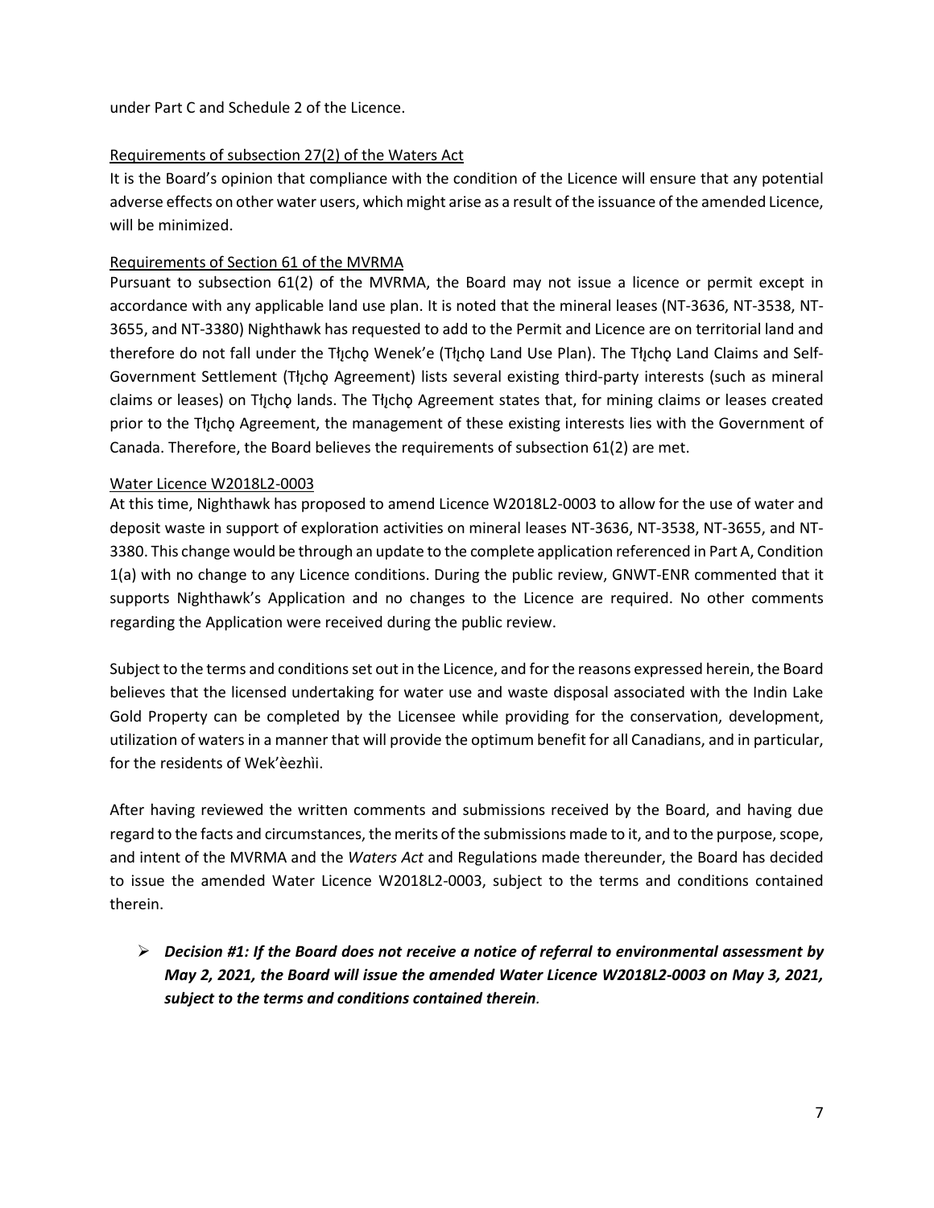under Part C and Schedule 2 of the Licence.

Requirements of subsection 27(2) of the Waters Act

It is the Board's opinion that compliance with the condition of the Licence will ensure that any potential adverse effects on other water users, which might arise as a result of the issuance of the amended Licence, will be minimized.

Requirements of Section 61 of the MVRMA

Pursuant to subsection 61(2) of the MVRMA, the Board may not issue a licence or permit except in accordance with any applicable land use plan. It is noted that the mineral leases (NT-3636, NT-3538, NT-3655, and NT-3380) Nighthawk has requested to add to the Permit and Licence are on territorial land and therefore do not fall under the Tłįchǫ Wenek'e (Tłįchǫ Land Use Plan). The Tłįchǫ Land Claims and Self-Government Settlement (Tłįchǫ Agreement) lists several existing third-party interests (such as mineral claims or leases) on Tłįchǫ lands. The Tłįchǫ Agreement states that, for mining claims or leases created prior to the Tłįchǫ Agreement, the management of these existing interests lies with the Government of Canada. Therefore, the Board believes the requirements of subsection 61(2) are met.

Water Licence W2018L2-0003

At this time, Nighthawk has proposed to amend Licence W2018L2-0003 to allow for the use of water and deposit waste in support of exploration activities on mineral leases NT-3636, NT-3538, NT-3655, and NT-3380. This change would be through an update to the complete application referenced in Part A, Condition 1(a) with no change to any Licence conditions. During the public review, GNWT-ENR commented that it supports Nighthawk's Application and no changes to the Licence are required. No other comments regarding the Application were received during the public review.

Subject to the terms and conditions set out in the Licence, and for the reasons expressed herein, the Board believes that the licensed undertaking for water use and waste disposal associated with the Indin Lake Gold Property can be completed by the Licensee while providing for the conservation, development, utilization of waters in a manner that will provide the optimum benefit for all Canadians, and in particular, for the residents of Wek'èezhìi.

After having reviewed the written comments and submissions received by the Board, and having due regard to the facts and circumstances, the merits of the submissions made to it, and to the purpose, scope, and intent of the MVRMA and the *Waters Act* and Regulations made thereunder, the Board has decided to issue the amended Water Licence W2018L2-0003, subject to the terms and conditions contained therein.

- ***Decision #1: If the Board does not receive a notice of referral to environmental assessment by May 2, 2021, the Board will issue the amended Water Licence W2018L2-0003 on May 3, 2021, subject to the terms and conditions contained therein.***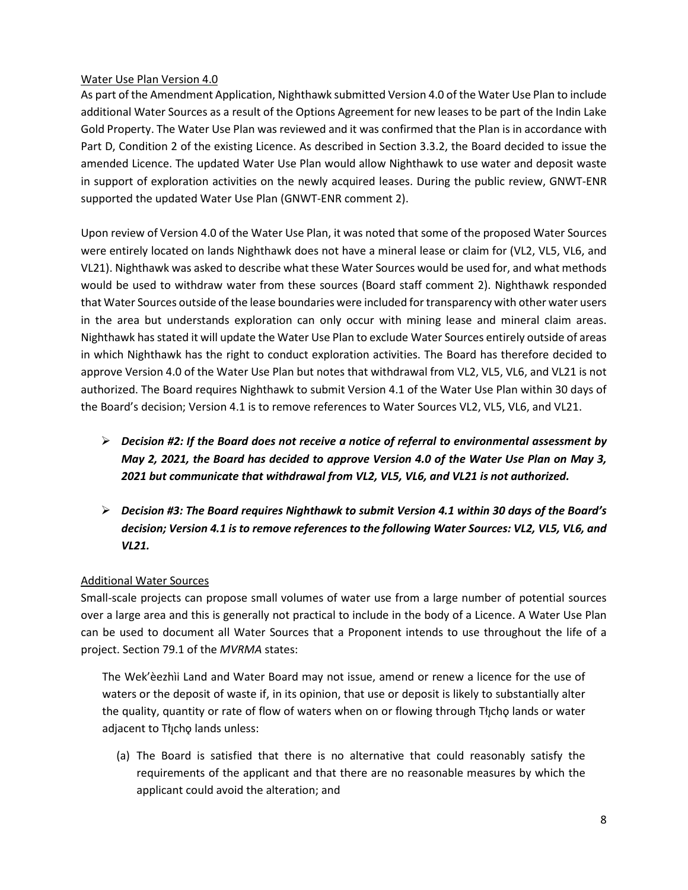Water Use Plan Version 4.0

As part of the Amendment Application, Nighthawk submitted Version 4.0 of the Water Use Plan to include additional Water Sources as a result of the Options Agreement for new leases to be part of the Indin Lake Gold Property. The Water Use Plan was reviewed and it was confirmed that the Plan is in accordance with Part D, Condition 2 of the existing Licence. As described in Section 3.3.2, the Board decided to issue the amended Licence. The updated Water Use Plan would allow Nighthawk to use water and deposit waste in support of exploration activities on the newly acquired leases. During the public review, GNWT-ENR supported the updated Water Use Plan (GNWT-ENR comment 2).

Upon review of Version 4.0 of the Water Use Plan, it was noted that some of the proposed Water Sources were entirely located on lands Nighthawk does not have a mineral lease or claim for (VL2, VL5, VL6, and VL21). Nighthawk was asked to describe what these Water Sources would be used for, and what methods would be used to withdraw water from these sources (Board staff comment 2). Nighthawk responded that Water Sources outside of the lease boundaries were included for transparency with other water users in the area but understands exploration can only occur with mining lease and mineral claim areas. Nighthawk has stated it will update the Water Use Plan to exclude Water Sources entirely outside of areas in which Nighthawk has the right to conduct exploration activities. The Board has therefore decided to approve Version 4.0 of the Water Use Plan but notes that withdrawal from VL2, VL5, VL6, and VL21 is not authorized. The Board requires Nighthawk to submit Version 4.1 of the Water Use Plan within 30 days of the Board's decision; Version 4.1 is to remove references to Water Sources VL2, VL5, VL6, and VL21.

- ***Decision #2: If the Board does not receive a notice of referral to environmental assessment by May 2, 2021, the Board has decided to approve Version 4.0 of the Water Use Plan on May 3, 2021 but communicate that withdrawal from VL2, VL5, VL6, and VL21 is not authorized.***

- ***Decision #3: The Board requires Nighthawk to submit Version 4.1 within 30 days of the Board's decision; Version 4.1 is to remove references to the following Water Sources: VL2, VL5, VL6, and VL21.***

Additional Water Sources

Small-scale projects can propose small volumes of water use from a large number of potential sources over a large area and this is generally not practical to include in the body of a Licence. A Water Use Plan can be used to document all Water Sources that a Proponent intends to use throughout the life of a project. Section 79.1 of the *MVRMA* states:

> The Wek'èezhìi Land and Water Board may not issue, amend or renew a licence for the use of waters or the deposit of waste if, in its opinion, that use or deposit is likely to substantially alter the quality, quantity or rate of flow of waters when on or flowing through Tłįchǫ lands or water adjacent to Tłįchǫ lands unless:
>
> (a) The Board is satisfied that there is no alternative that could reasonably satisfy the requirements of the applicant and that there are no reasonable measures by which the applicant could avoid the alteration; and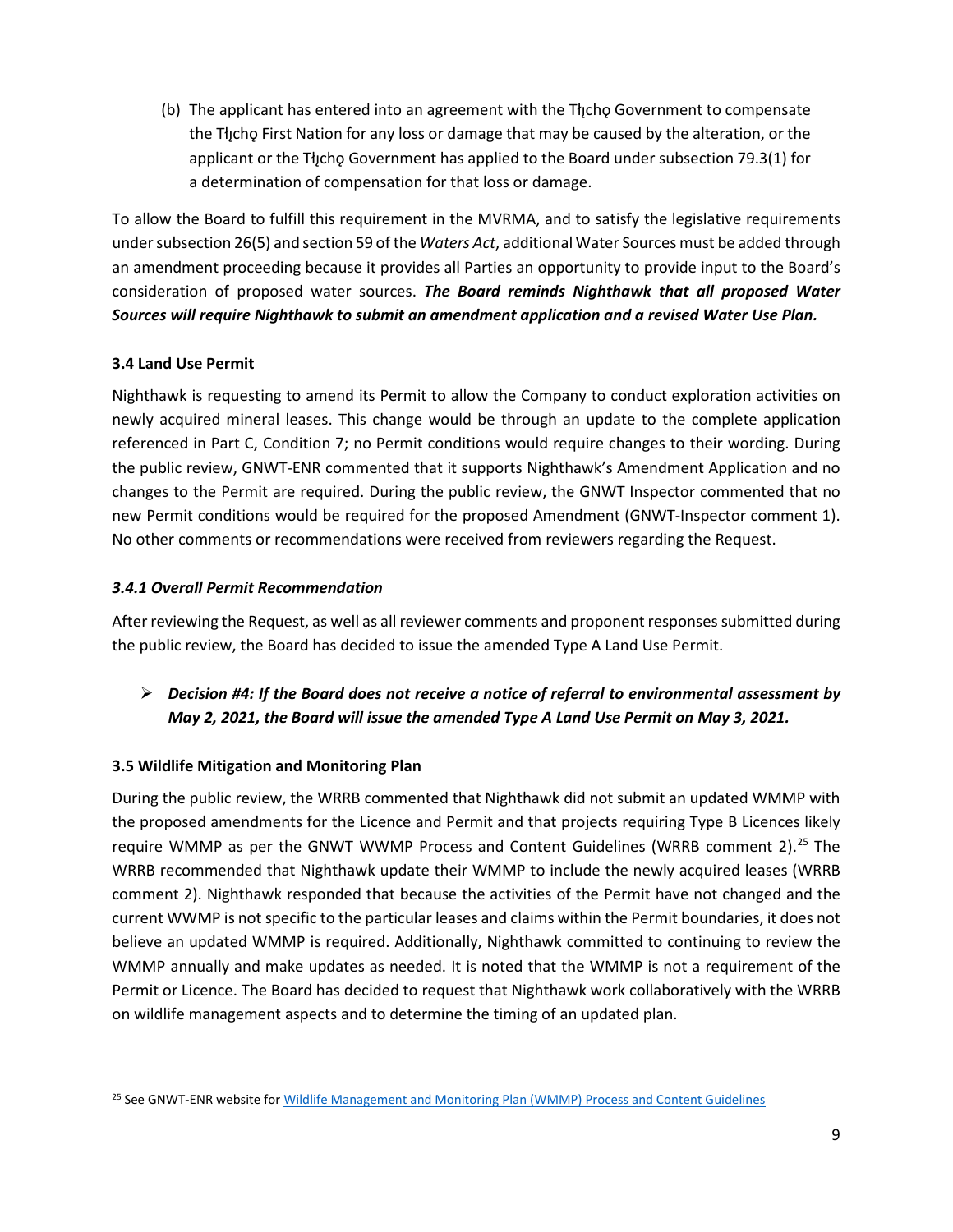(b) The applicant has entered into an agreement with the Tłįchǫ Government to compensate the Tłįchǫ First Nation for any loss or damage that may be caused by the alteration, or the applicant or the Tłįchǫ Government has applied to the Board under subsection 79.3(1) for a determination of compensation for that loss or damage.

To allow the Board to fulfill this requirement in the MVRMA, and to satisfy the legislative requirements under subsection 26(5) and section 59 of the *Waters Act*, additional Water Sources must be added through an amendment proceeding because it provides all Parties an opportunity to provide input to the Board's consideration of proposed water sources. ***The Board reminds Nighthawk that all proposed Water Sources will require Nighthawk to submit an amendment application and a revised Water Use Plan.***

### 3.4 Land Use Permit

Nighthawk is requesting to amend its Permit to allow the Company to conduct exploration activities on newly acquired mineral leases. This change would be through an update to the complete application referenced in Part C, Condition 7; no Permit conditions would require changes to their wording. During the public review, GNWT-ENR commented that it supports Nighthawk's Amendment Application and no changes to the Permit are required. During the public review, the GNWT Inspector commented that no new Permit conditions would be required for the proposed Amendment (GNWT-Inspector comment 1). No other comments or recommendations were received from reviewers regarding the Request.

#### *3.4.1 Overall Permit Recommendation*

After reviewing the Request, as well as all reviewer comments and proponent responses submitted during the public review, the Board has decided to issue the amended Type A Land Use Permit.

- ***Decision #4: If the Board does not receive a notice of referral to environmental assessment by May 2, 2021, the Board will issue the amended Type A Land Use Permit on May 3, 2021.***

### 3.5 Wildlife Mitigation and Monitoring Plan

During the public review, the WRRB commented that Nighthawk did not submit an updated WMMP with the proposed amendments for the Licence and Permit and that projects requiring Type B Licences likely require WMMP as per the GNWT WWMP Process and Content Guidelines (WRRB comment 2).[25] The WRRB recommended that Nighthawk update their WMMP to include the newly acquired leases (WRRB comment 2). Nighthawk responded that because the activities of the Permit have not changed and the current WWMP is not specific to the particular leases and claims within the Permit boundaries, it does not believe an updated WMMP is required. Additionally, Nighthawk committed to continuing to review the WMMP annually and make updates as needed. It is noted that the WMMP is not a requirement of the Permit or Licence. The Board has decided to request that Nighthawk work collaboratively with the WRRB on wildlife management aspects and to determine the timing of an updated plan.

[25] See GNWT-ENR website for Wildlife Management and Monitoring Plan (WMMP) Process and Content Guidelines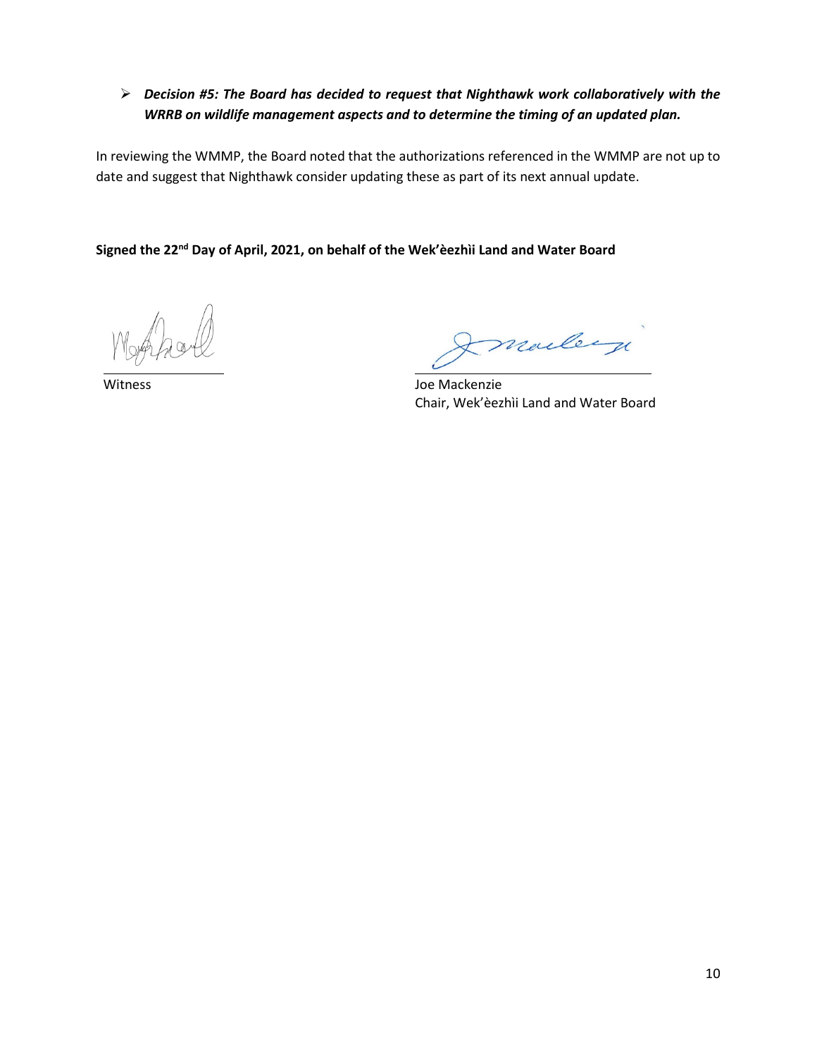- ***Decision #5: The Board has decided to request that Nighthawk work collaboratively with the WRRB on wildlife management aspects and to determine the timing of an updated plan.***

In reviewing the WMMP, the Board noted that the authorizations referenced in the WMMP are not up to date and suggest that Nighthawk consider updating these as part of its next annual update.

**Signed the 22nd Day of April, 2021, on behalf of the Wek'èezhìi Land and Water Board**

Witness

Joe Mackenzie
Chair, Wek'èezhìi Land and Water Board